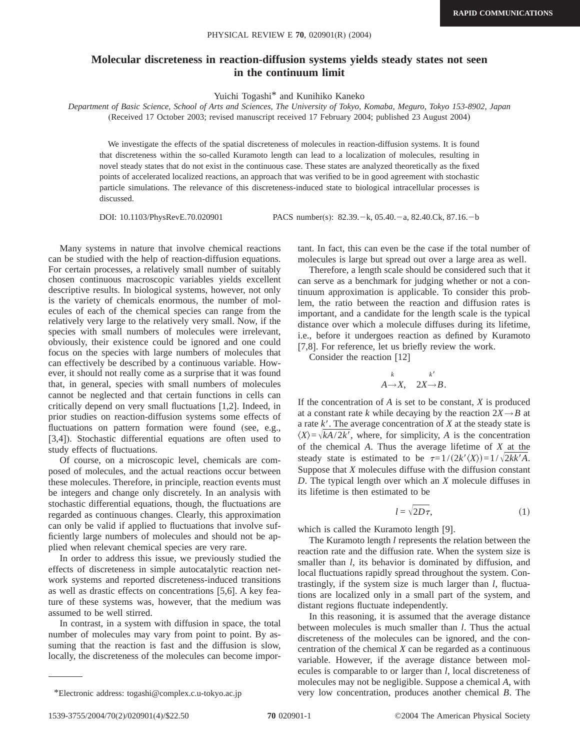RAPID COMMUNICATIONS

# Molecular discreteness in reaction-diffusion systems yields steady states not seen in the continuum limit

Yuichi Togashi* and Kunihiko Kaneko

*Department of Basic Science, School of Arts and Sciences, The University of Tokyo, Komaba, Meguro, Tokyo 153-8902, Japan*

(Received 17 October 2003; revised manuscript received 17 February 2004; published 23 August 2004)

We investigate the effects of the spatial discreteness of molecules in reaction-diffusion systems. It is found that discreteness within the so-called Kuramoto length can lead to a localization of molecules, resulting in novel steady states that do not exist in the continuous case. These states are analyzed theoretically as the fixed points of accelerated localized reactions, an approach that was verified to be in good agreement with stochastic particle simulations. The relevance of this discreteness-induced state to biological intracellular processes is discussed.

DOI: 10.1103/PhysRevE.70.020901 PACS number(s): 82.39.−k, 05.40.−a, 82.40.Ck, 87.16.−b

Many systems in nature that involve chemical reactions can be studied with the help of reaction-diffusion equations. For certain processes, a relatively small number of suitably chosen continuous macroscopic variables yields excellent descriptive results. In biological systems, however, not only is the variety of chemicals enormous, the number of molecules of each of the chemical species can range from the relatively very large to the relatively very small. Now, if the species with small numbers of molecules were irrelevant, obviously, their existence could be ignored and one could focus on the species with large numbers of molecules that can effectively be described by a continuous variable. However, it should not really come as a surprise that it was found that, in general, species with small numbers of molecules cannot be neglected and that certain functions in cells can critically depend on very small fluctuations [1,2]. Indeed, in prior studies on reaction-diffusion systems some effects of fluctuations on pattern formation were found (see, e.g., [3,4]). Stochastic differential equations are often used to study effects of fluctuations.

Of course, on a microscopic level, chemicals are composed of molecules, and the actual reactions occur between these molecules. Therefore, in principle, reaction events must be integers and change only discretely. In an analysis with stochastic differential equations, though, the fluctuations are regarded as continuous changes. Clearly, this approximation can only be valid if applied to fluctuations that involve sufficiently large numbers of molecules and should not be applied when relevant chemical species are very rare.

In order to address this issue, we previously studied the effects of discreteness in simple autocatalytic reaction network systems and reported discreteness-induced transitions as well as drastic effects on concentrations [5,6]. A key feature of these systems was, however, that the medium was assumed to be well stirred.

In contrast, in a system with diffusion in space, the total number of molecules may vary from point to point. By assuming that the reaction is fast and the diffusion is slow, locally, the discreteness of the molecules can become important. In fact, this can even be the case if the total number of molecules is large but spread out over a large area as well.

Therefore, a length scale should be considered such that it can serve as a benchmark for judging whether or not a continuum approximation is applicable. To consider this problem, the ratio between the reaction and diffusion rates is important, and a candidate for the length scale is the typical distance over which a molecule diffuses during its lifetime, i.e., before it undergoes reaction as defined by Kuramoto [7,8]. For reference, let us briefly review the work.

Consider the reaction [12]

$$A \xrightarrow{k} X, \quad 2X \xrightarrow{k'} B.$$

If the concentration of $A$ is set to be constant, $X$ is produced at a constant rate $k$ while decaying by the reaction $2X \rightarrow B$ at a rate $k'$. The average concentration of $X$ at the steady state is $\langle X \rangle = \sqrt{kA/2k'}$, where, for simplicity, $A$ is the concentration of the chemical $A$. Thus the average lifetime of $X$ at the steady state is estimated to be $\tau = 1/(2k'\langle X \rangle) = 1/\sqrt{2kk'A}$. Suppose that $X$ molecules diffuse with the diffusion constant $D$. The typical length over which an $X$ molecule diffuses in its lifetime is then estimated to be

$$l = \sqrt{2D\tau}, \tag{1}$$

which is called the Kuramoto length [9].

The Kuramoto length $l$ represents the relation between the reaction rate and the diffusion rate. When the system size is smaller than $l$, its behavior is dominated by diffusion, and local fluctuations rapidly spread throughout the system. Contrastingly, if the system size is much larger than $l$, fluctuations are localized only in a small part of the system, and distant regions fluctuate independently.

In this reasoning, it is assumed that the average distance between molecules is much smaller than $l$. Thus the actual discreteness of the molecules can be ignored, and the concentration of the chemical $X$ can be regarded as a continuous variable. However, if the average distance between molecules is comparable to or larger than $l$, local discreteness of molecules may not be negligible. Suppose a chemical $A$, with very low concentration, produces another chemical $B$. The

*Electronic address: togashi@complex.c.u-tokyo.ac.jp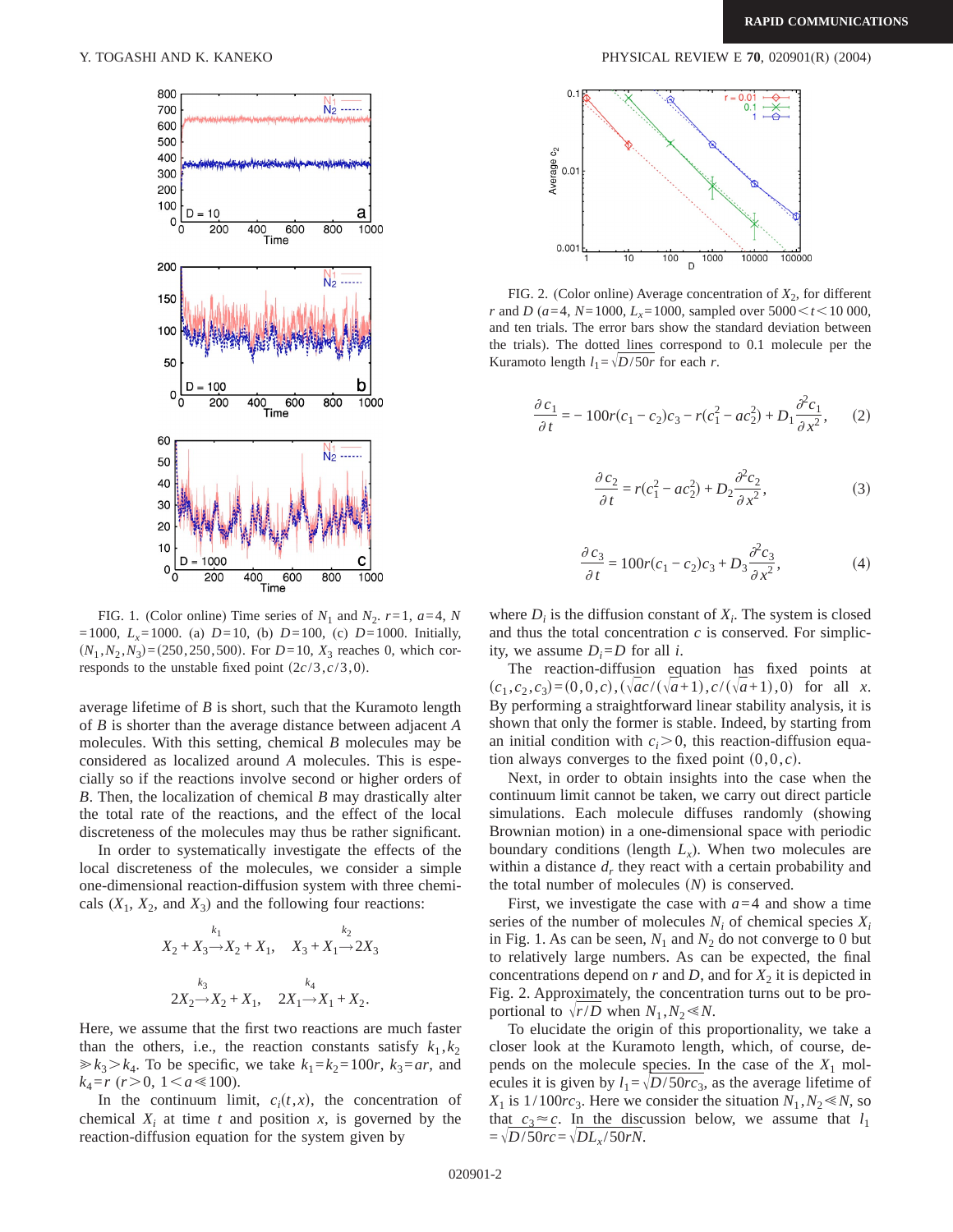FIG. 1. (Color online) Time series of $N_1$ and $N_2$. $r=1$, $a=4$, $N=1000$, $L_x=1000$. (a) $D=10$, (b) $D=100$, (c) $D=1000$. Initially, $(N_1,N_2,N_3)=(250,250,500)$. For $D=10$, $X_3$ reaches 0, which corresponds to the unstable fixed point $(2c/3,c/3,0)$.

average lifetime of $B$ is short, such that the Kuramoto length of $B$ is shorter than the average distance between adjacent $A$ molecules. With this setting, chemical $B$ molecules may be considered as localized around $A$ molecules. This is especially so if the reactions involve second or higher orders of $B$. Then, the localization of chemical $B$ may drastically alter the total rate of the reactions, and the effect of the local discreteness of the molecules may thus be rather significant.

In order to systematically investigate the effects of the local discreteness of the molecules, we consider a simple one-dimensional reaction-diffusion system with three chemicals ($X_1$, $X_2$, and $X_3$) and the following four reactions:

$$X_2 + X_3 \xrightarrow{k_1} X_2 + X_1, \quad X_3 + X_1 \xrightarrow{k_2} 2X_3$$

$$2X_2 \xrightarrow{k_3} X_2 + X_1, \quad 2X_1 \xrightarrow{k_4} X_1 + X_2.$$

Here, we assume that the first two reactions are much faster than the others, i.e., the reaction constants satisfy $k_1,k_2 \gg k_3 > k_4$. To be specific, we take $k_1=k_2=100r$, $k_3=ar$, and $k_4=r$ ($r>0$, $1<a\ll 100$).

In the continuum limit, $c_i(t,x)$, the concentration of chemical $X_i$ at time $t$ and position $x$, is governed by the reaction-diffusion equation for the system given by

FIG. 2. (Color online) Average concentration of $X_2$, for different $r$ and $D$ ($a=4$, $N=1000$, $L_x=1000$, sampled over $5000<t<10\,000$, and ten trials. The error bars show the standard deviation between the trials). The dotted lines correspond to 0.1 molecule per the Kuramoto length $l_1=\sqrt{D/50r}$ for each $r$.

$$\frac{\partial c_1}{\partial t} = -100r(c_1-c_2)c_3 - r(c_1^2 - ac_2^2) + D_1\frac{\partial^2 c_1}{\partial x^2}, \qquad (2)$$

$$\frac{\partial c_2}{\partial t} = r(c_1^2 - ac_2^2) + D_2\frac{\partial^2 c_2}{\partial x^2}, \qquad (3)$$

$$\frac{\partial c_3}{\partial t} = 100r(c_1-c_2)c_3 + D_3\frac{\partial^2 c_3}{\partial x^2}, \qquad (4)$$

where $D_i$ is the diffusion constant of $X_i$. The system is closed and thus the total concentration $c$ is conserved. For simplicity, we assume $D_i=D$ for all $i$.

The reaction-diffusion equation has fixed points at $(c_1,c_2,c_3)=(0,0,c),(\sqrt{a}c/(\sqrt{a}+1),c/(\sqrt{a}+1),0)$ for all $x$. By performing a straightforward linear stability analysis, it is shown that only the former is stable. Indeed, by starting from an initial condition with $c_i>0$, this reaction-diffusion equation always converges to the fixed point $(0,0,c)$.

Next, in order to obtain insights into the case when the continuum limit cannot be taken, we carry out direct particle simulations. Each molecule diffuses randomly (showing Brownian motion) in a one-dimensional space with periodic boundary conditions (length $L_x$). When two molecules are within a distance $d_r$ they react with a certain probability and the total number of molecules ($N$) is conserved.

First, we investigate the case with $a=4$ and show a time series of the number of molecules $N_i$ of chemical species $X_i$ in Fig. 1. As can be seen, $N_1$ and $N_2$ do not converge to 0 but to relatively large numbers. As can be expected, the final concentrations depend on $r$ and $D$, and for $X_2$ it is depicted in Fig. 2. Approximately, the concentration turns out to be proportional to $\sqrt{r/D}$ when $N_1,N_2 \ll N$.

To elucidate the origin of this proportionality, we take a closer look at the Kuramoto length, which, of course, depends on the molecule species. In the case of the $X_1$ molecules it is given by $l_1=\sqrt{D/50rc_3}$, as the average lifetime of $X_1$ is $1/100rc_3$. Here we consider the situation $N_1,N_2 \ll N$, so that $c_3 \approx c$. In the discussion below, we assume that $l_1=\sqrt{D/50rc}=\sqrt{DL_x/50rN}$.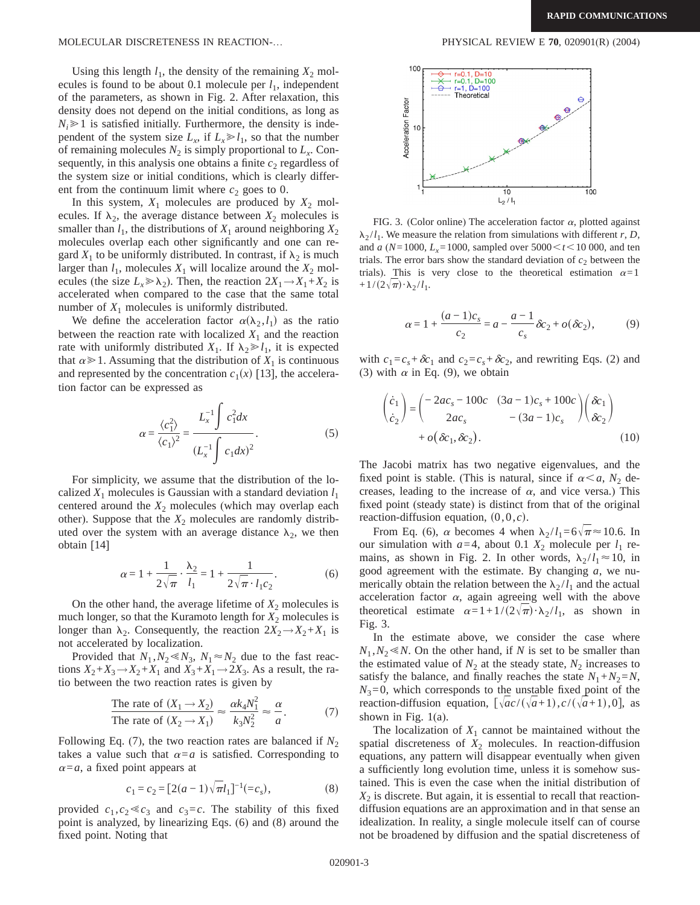Using this length $l_1$, the density of the remaining $X_2$ molecules is found to be about 0.1 molecule per $l_1$, independent of the parameters, as shown in Fig. 2. After relaxation, this density does not depend on the initial conditions, as long as $N_i \gg 1$ is satisfied initially. Furthermore, the density is independent of the system size $L_x$, if $L_x \gg l_1$, so that the number of remaining molecules $N_2$ is simply proportional to $L_x$. Consequently, in this analysis one obtains a finite $c_2$ regardless of the system size or initial conditions, which is clearly different from the continuum limit where $c_2$ goes to 0.

In this system, $X_1$ molecules are produced by $X_2$ molecules. If $\lambda_2$, the average distance between $X_2$ molecules is smaller than $l_1$, the distributions of $X_1$ around neighboring $X_2$ molecules overlap each other significantly and one can regard $X_1$ to be uniformly distributed. In contrast, if $\lambda_2$ is much larger than $l_1$, molecules $X_1$ will localize around the $X_2$ molecules (the size $L_x \gg \lambda_2$). Then, the reaction $2X_1 \to X_1 + X_2$ is accelerated when compared to the case that the same total number of $X_1$ molecules is uniformly distributed.

We define the acceleration factor $\alpha(\lambda_2, l_1)$ as the ratio between the reaction rate with localized $X_1$ and the reaction rate with uniformly distributed $X_1$. If $\lambda_2 \gg l_1$, it is expected that $\alpha \gg 1$. Assuming that the distribution of $X_1$ is continuous and represented by the concentration $c_1(x)$ [13], the acceleration factor can be expressed as

$$\alpha = \frac{\langle c_1^2 \rangle}{\langle c_1 \rangle^2} = \frac{L_x^{-1}\int c_1^2 dx}{(L_x^{-1}\int c_1 dx)^2}. \tag{5}$$

For simplicity, we assume that the distribution of the localized $X_1$ molecules is Gaussian with a standard deviation $l_1$ centered around the $X_2$ molecules (which may overlap each other). Suppose that the $X_2$ molecules are randomly distributed over the system with an average distance $\lambda_2$, we then obtain [14]

$$\alpha = 1 + \frac{1}{2\sqrt{\pi}} \cdot \frac{\lambda_2}{l_1} = 1 + \frac{1}{2\sqrt{\pi} \cdot l_1 c_2}. \tag{6}$$

On the other hand, the average lifetime of $X_2$ molecules is much longer, so that the Kuramoto length for $X_2$ molecules is longer than $\lambda_2$. Consequently, the reaction $2X_2 \to X_2 + X_1$ is not accelerated by localization.

Provided that $N_1, N_2 \ll N_3$, $N_1 \approx N_2$ due to the fast reactions $X_2 + X_3 \to X_2 + X_1$ and $X_3 + X_1 \to 2X_3$. As a result, the ratio between the two reaction rates is given by

$$\frac{\text{The rate of } (X_1 \to X_2)}{\text{The rate of } (X_2 \to X_1)} \approx \frac{\alpha k_4 N_1^2}{k_3 N_2^2} \approx \frac{\alpha}{a}. \tag{7}$$

Following Eq. (7), the two reaction rates are balanced if $N_2$ takes a value such that $\alpha = a$ is satisfied. Corresponding to $\alpha = a$, a fixed point appears at

$$c_1 = c_2 = [2(a-1)\sqrt{\pi} l_1]^{-1} (= c_s), \tag{8}$$

provided $c_1, c_2 \ll c_3$ and $c_3 = c$. The stability of this fixed point is analyzed, by linearizing Eqs. (6) and (8) around the fixed point. Noting that

FIG. 3. (Color online) The acceleration factor $\alpha$, plotted against $\lambda_2/l_1$. We measure the relation from simulations with different $r$, $D$, and $a$ ($N$=1000, $L_x$=1000, sampled over $5000 < t < 10\,000$, and ten trials. The error bars show the standard deviation of $c_2$ between the trials). This is very close to the theoretical estimation $\alpha = 1 + 1/(2\sqrt{\pi}) \cdot \lambda_2/l_1$.

$$\alpha = 1 + \frac{(a-1)c_s}{c_2} = a - \frac{a-1}{c_s}\delta c_2 + o(\delta c_2), \tag{9}$$

with $c_1 = c_s + \delta c_1$ and $c_2 = c_s + \delta c_2$, and rewriting Eqs. (2) and (3) with $\alpha$ in Eq. (9), we obtain

$$\begin{pmatrix} \dot{c}_1 \\ \dot{c}_2 \end{pmatrix} = \begin{pmatrix} -2ac_s - 100c & (3a-1)c_s + 100c \\ 2ac_s & -(3a-1)c_s \end{pmatrix} \begin{pmatrix} \delta c_1 \\ \delta c_2 \end{pmatrix} + o(\delta c_1, \delta c_2). \tag{10}$$

The Jacobi matrix has two negative eigenvalues, and the fixed point is stable. (This is natural, since if $\alpha < a$, $N_2$ decreases, leading to the increase of $\alpha$, and vice versa.) This fixed point (steady state) is distinct from that of the original reaction-diffusion equation, $(0,0,c)$.

From Eq. (6), $\alpha$ becomes 4 when $\lambda_2/l_1 = 6\sqrt{\pi} \approx 10.6$. In our simulation with $a=4$, about 0.1 $X_2$ molecule per $l_1$ remains, as shown in Fig. 2. In other words, $\lambda_2/l_1 \approx 10$, in good agreement with the estimate. By changing $a$, we numerically obtain the relation between the $\lambda_2/l_1$ and the actual acceleration factor $\alpha$, again agreeing well with the above theoretical estimate $\alpha = 1 + 1/(2\sqrt{\pi}) \cdot \lambda_2/l_1$, as shown in Fig. 3.

In the estimate above, we consider the case where $N_1, N_2 \ll N$. On the other hand, if $N$ is set to be smaller than the estimated value of $N_2$ at the steady state, $N_2$ increases to satisfy the balance, and finally reaches the state $N_1 + N_2 = N$, $N_3 = 0$, which corresponds to the unstable fixed point of the reaction-diffusion equation, $[\sqrt{a}c/(\sqrt{a}+1), c/(\sqrt{a}+1), 0]$, as shown in Fig. 1(a).

The localization of $X_1$ cannot be maintained without the spatial discreteness of $X_2$ molecules. In reaction-diffusion equations, any pattern will disappear eventually when given a sufficiently long evolution time, unless it is somehow sustained. This is even the case when the initial distribution of $X_2$ is discrete. But again, it is essential to recall that reaction-diffusion equations are an approximation and in that sense an idealization. In reality, a single molecule itself can of course not be broadened by diffusion and the spatial discreteness of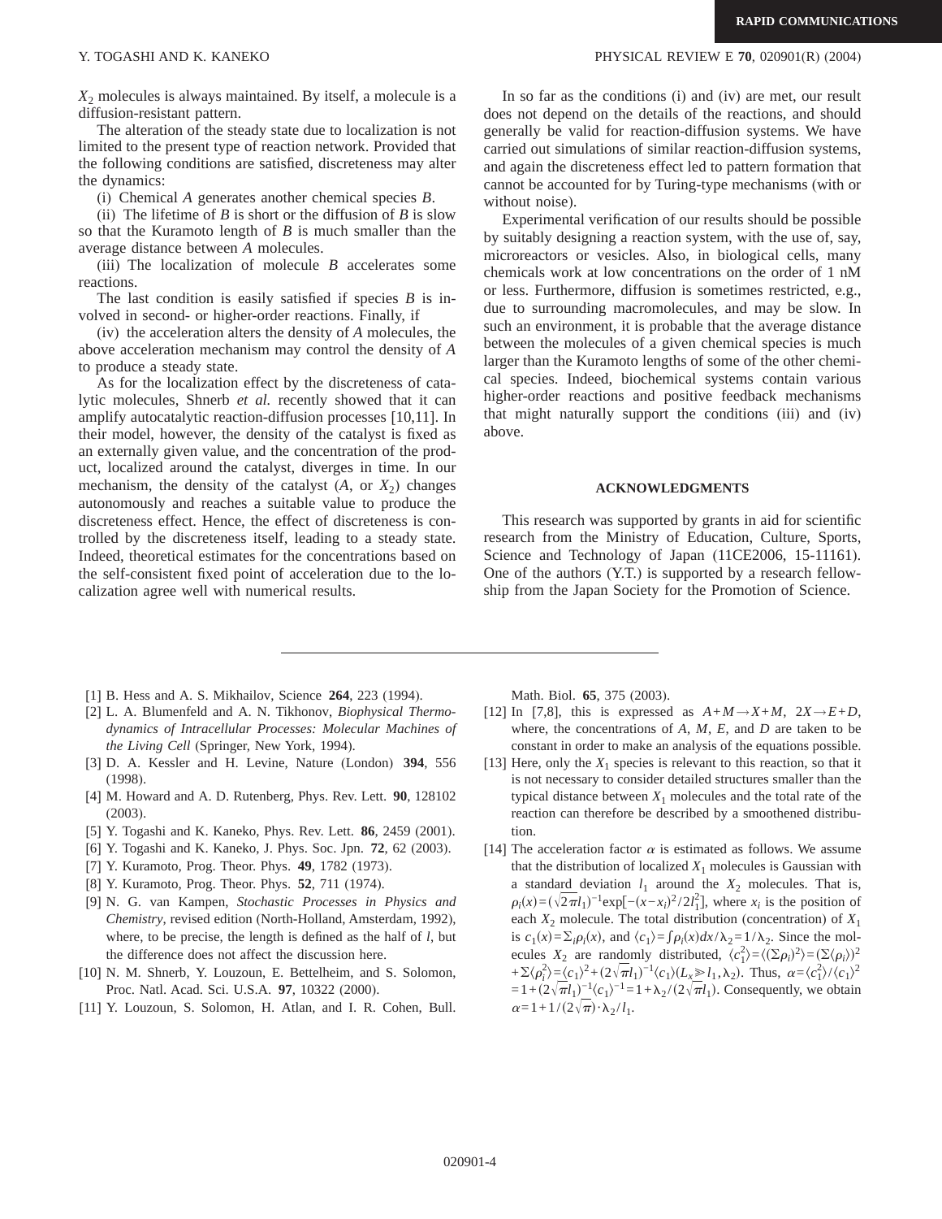$X_2$ molecules is always maintained. By itself, a molecule is a diffusion-resistant pattern.

The alteration of the steady state due to localization is not limited to the present type of reaction network. Provided that the following conditions are satisfied, discreteness may alter the dynamics:

(i) Chemical $A$ generates another chemical species $B$.

(ii) The lifetime of $B$ is short or the diffusion of $B$ is slow so that the Kuramoto length of $B$ is much smaller than the average distance between $A$ molecules.

(iii) The localization of molecule $B$ accelerates some reactions.

The last condition is easily satisfied if species $B$ is involved in second- or higher-order reactions. Finally, if

(iv) the acceleration alters the density of $A$ molecules, the above acceleration mechanism may control the density of $A$ to produce a steady state.

As for the localization effect by the discreteness of catalytic molecules, Shnerb *et al.* recently showed that it can amplify autocatalytic reaction-diffusion processes [10,11]. In their model, however, the density of the catalyst is fixed as an externally given value, and the concentration of the product, localized around the catalyst, diverges in time. In our mechanism, the density of the catalyst ($A$, or $X_2$) changes autonomously and reaches a suitable value to produce the discreteness effect. Hence, the effect of discreteness is controlled by the discreteness itself, leading to a steady state. Indeed, theoretical estimates for the concentrations based on the self-consistent fixed point of acceleration due to the localization agree well with numerical results.

In so far as the conditions (i) and (iv) are met, our result does not depend on the details of the reactions, and should generally be valid for reaction-diffusion systems. We have carried out simulations of similar reaction-diffusion systems, and again the discreteness effect led to pattern formation that cannot be accounted for by Turing-type mechanisms (with or without noise).

Experimental verification of our results should be possible by suitably designing a reaction system, with the use of, say, microreactors or vesicles. Also, in biological cells, many chemicals work at low concentrations on the order of 1 nM or less. Furthermore, diffusion is sometimes restricted, e.g., due to surrounding macromolecules, and may be slow. In such an environment, it is probable that the average distance between the molecules of a given chemical species is much larger than the Kuramoto lengths of some of the other chemical species. Indeed, biochemical systems contain various higher-order reactions and positive feedback mechanisms that might naturally support the conditions (iii) and (iv) above.

## ACKNOWLEDGMENTS

This research was supported by grants in aid for scientific research from the Ministry of Education, Culture, Sports, Science and Technology of Japan (11CE2006, 15-11161). One of the authors (Y.T.) is supported by a research fellowship from the Japan Society for the Promotion of Science.

---

[1] B. Hess and A. S. Mikhailov, Science **264**, 223 (1994).

[2] L. A. Blumenfeld and A. N. Tikhonov, *Biophysical Thermodynamics of Intracellular Processes: Molecular Machines of the Living Cell* (Springer, New York, 1994).

[3] D. A. Kessler and H. Levine, Nature (London) **394**, 556 (1998).

[4] M. Howard and A. D. Rutenberg, Phys. Rev. Lett. **90**, 128102 (2003).

[5] Y. Togashi and K. Kaneko, Phys. Rev. Lett. **86**, 2459 (2001).

[6] Y. Togashi and K. Kaneko, J. Phys. Soc. Jpn. **72**, 62 (2003).

[7] Y. Kuramoto, Prog. Theor. Phys. **49**, 1782 (1973).

[8] Y. Kuramoto, Prog. Theor. Phys. **52**, 711 (1974).

[9] N. G. van Kampen, *Stochastic Processes in Physics and Chemistry*, revised edition (North-Holland, Amsterdam, 1992), where, to be precise, the length is defined as the half of $l$, but the difference does not affect the discussion here.

[10] N. M. Shnerb, Y. Louzoun, E. Bettelheim, and S. Solomon, Proc. Natl. Acad. Sci. U.S.A. **97**, 10322 (2000).

[11] Y. Louzoun, S. Solomon, H. Atlan, and I. R. Cohen, Bull. Math. Biol. **65**, 375 (2003).

[12] In [7,8], this is expressed as $A+M \rightarrow X+M$, $2X \rightarrow E+D$, where, the concentrations of $A$, $M$, $E$, and $D$ are taken to be constant in order to make an analysis of the equations possible.

[13] Here, only the $X_1$ species is relevant to this reaction, so that it is not necessary to consider detailed structures smaller than the typical distance between $X_1$ molecules and the total rate of the reaction can therefore be described by a smoothened distribution.

[14] The acceleration factor $\alpha$ is estimated as follows. We assume that the distribution of localized $X_1$ molecules is Gaussian with a standard deviation $l_1$ around the $X_2$ molecules. That is, $\rho_i(x)=(\sqrt{2\pi}l_1)^{-1}\exp[-(x-x_i)^2/2l_1^2]$, where $x_i$ is the position of each $X_2$ molecule. The total distribution (concentration) of $X_1$ is $c_1(x)=\Sigma_i\rho_i(x)$, and $\langle c_1\rangle=\int\rho_i(x)dx/\lambda_2=1/\lambda_2$. Since the molecules $X_2$ are randomly distributed, $\langle c_1^2\rangle=\langle(\Sigma\rho_i)^2\rangle=(\Sigma\langle\rho_i\rangle)^2+\Sigma\langle\rho_i^2\rangle=\langle c_1\rangle^2+(2\sqrt{\pi}l_1)^{-1}\langle c_1\rangle(L_x \gg l_1,\lambda_2)$. Thus, $\alpha=\langle c_1^2\rangle/\langle c_1\rangle^2=1+(2\sqrt{\pi}l_1)^{-1}\langle c_1\rangle^{-1}=1+\lambda_2/(2\sqrt{\pi}l_1)$. Consequently, we obtain $\alpha=1+1/(2\sqrt{\pi})\cdot\lambda_2/l_1$.